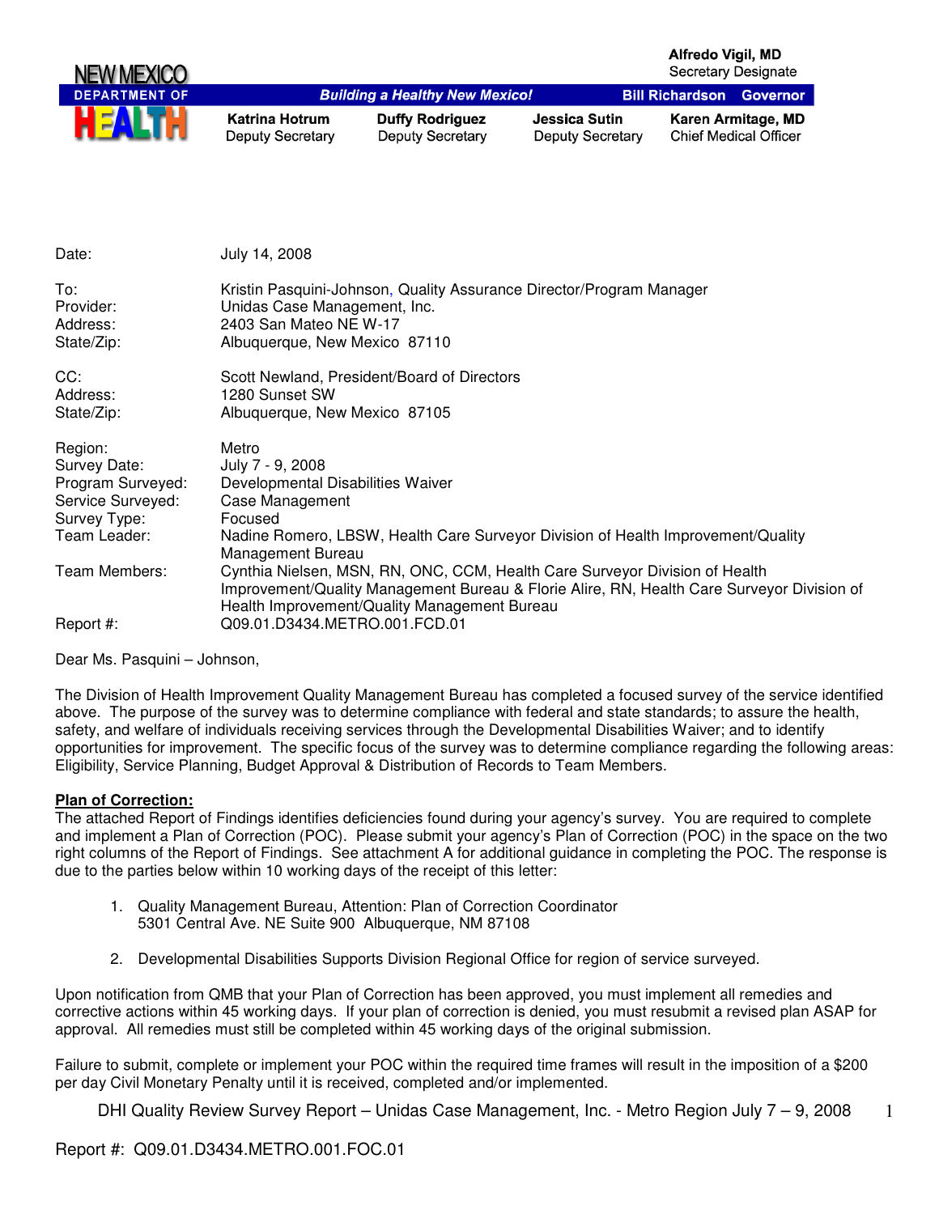**NEW MEXICO DEPARTMENT OF HEALTH**

**Alfredo Vigil, MD**
Secretary Designate

*Building a Healthy New Mexico!* — **Bill Richardson Governor**

| **Katrina Hotrum** | **Duffy Rodriguez** | **Jessica Sutin** | **Karen Armitage, MD** |
|---|---|---|---|
| Deputy Secretary | Deputy Secretary | Deputy Secretary | Chief Medical Officer |

| | |
|---|---|
| Date: | July 14, 2008 |
| To: | Kristin Pasquini-Johnson, Quality Assurance Director/Program Manager |
| Provider: | Unidas Case Management, Inc. |
| Address: | 2403 San Mateo NE W-17 |
| State/Zip: | Albuquerque, New Mexico 87110 |
| CC: | Scott Newland, President/Board of Directors |
| Address: | 1280 Sunset SW |
| State/Zip: | Albuquerque, New Mexico 87105 |
| Region: | Metro |
| Survey Date: | July 7 - 9, 2008 |
| Program Surveyed: | Developmental Disabilities Waiver |
| Service Surveyed: | Case Management |
| Survey Type: | Focused |
| Team Leader: | Nadine Romero, LBSW, Health Care Surveyor Division of Health Improvement/Quality Management Bureau |
| Team Members: | Cynthia Nielsen, MSN, RN, ONC, CCM, Health Care Surveyor Division of Health Improvement/Quality Management Bureau & Florie Alire, RN, Health Care Surveyor Division of Health Improvement/Quality Management Bureau |
| Report #: | Q09.01.D3434.METRO.001.FCD.01 |

Dear Ms. Pasquini – Johnson,

The Division of Health Improvement Quality Management Bureau has completed a focused survey of the service identified above. The purpose of the survey was to determine compliance with federal and state standards; to assure the health, safety, and welfare of individuals receiving services through the Developmental Disabilities Waiver; and to identify opportunities for improvement. The specific focus of the survey was to determine compliance regarding the following areas: Eligibility, Service Planning, Budget Approval & Distribution of Records to Team Members.

**Plan of Correction:**

The attached Report of Findings identifies deficiencies found during your agency's survey. You are required to complete and implement a Plan of Correction (POC). Please submit your agency's Plan of Correction (POC) in the space on the two right columns of the Report of Findings. See attachment A for additional guidance in completing the POC. The response is due to the parties below within 10 working days of the receipt of this letter:

1. Quality Management Bureau, Attention: Plan of Correction Coordinator
   5301 Central Ave. NE Suite 900 Albuquerque, NM 87108

2. Developmental Disabilities Supports Division Regional Office for region of service surveyed.

Upon notification from QMB that your Plan of Correction has been approved, you must implement all remedies and corrective actions within 45 working days. If your plan of correction is denied, you must resubmit a revised plan ASAP for approval. All remedies must still be completed within 45 working days of the original submission.

Failure to submit, complete or implement your POC within the required time frames will result in the imposition of a $200 per day Civil Monetary Penalty until it is received, completed and/or implemented.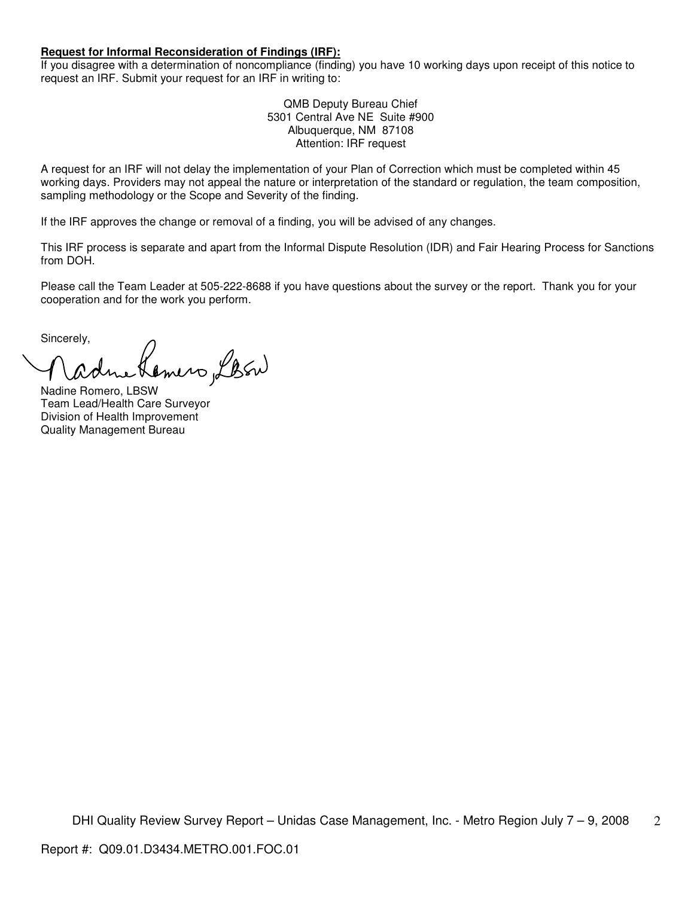**Request for Informal Reconsideration of Findings (IRF):**

If you disagree with a determination of noncompliance (finding) you have 10 working days upon receipt of this notice to request an IRF. Submit your request for an IRF in writing to:

QMB Deputy Bureau Chief
5301 Central Ave NE Suite #900
Albuquerque, NM 87108
Attention: IRF request

A request for an IRF will not delay the implementation of your Plan of Correction which must be completed within 45 working days. Providers may not appeal the nature or interpretation of the standard or regulation, the team composition, sampling methodology or the Scope and Severity of the finding.

If the IRF approves the change or removal of a finding, you will be advised of any changes.

This IRF process is separate and apart from the Informal Dispute Resolution (IDR) and Fair Hearing Process for Sanctions from DOH.

Please call the Team Leader at 505-222-8688 if you have questions about the survey or the report. Thank you for your cooperation and for the work you perform.

Sincerely,

Nadine Romero, LBSW

Nadine Romero, LBSW
Team Lead/Health Care Surveyor
Division of Health Improvement
Quality Management Bureau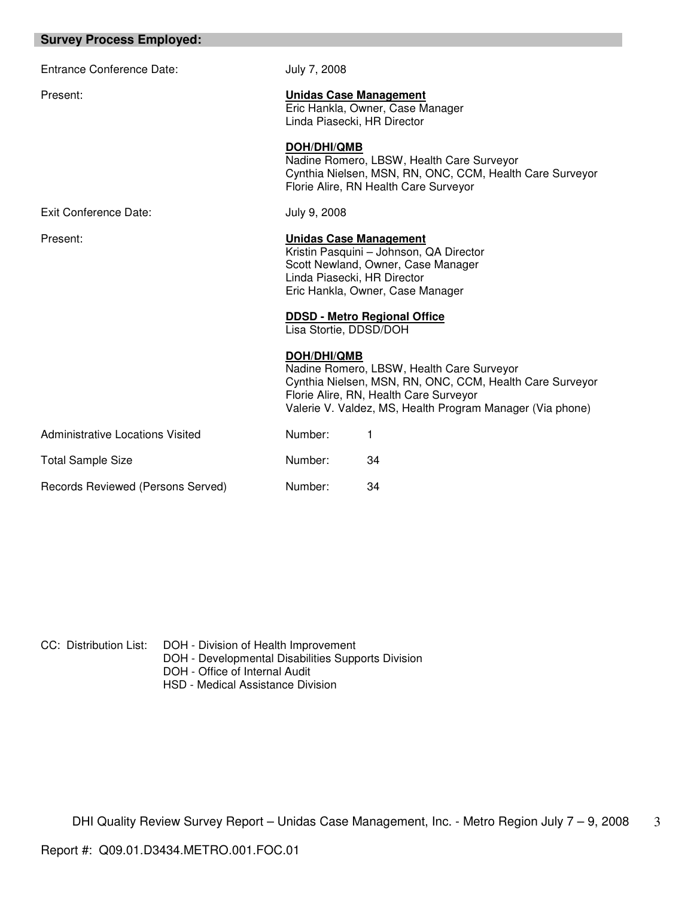## Survey Process Employed:

| | |
|---|---|
| Entrance Conference Date: | July 7, 2008 |
| Present: | **<u>Unidas Case Management</u>**<br>Eric Hankla, Owner, Case Manager<br>Linda Piasecki, HR Director<br><br>**<u>DOH/DHI/QMB</u>**<br>Nadine Romero, LBSW, Health Care Surveyor<br>Cynthia Nielsen, MSN, RN, ONC, CCM, Health Care Surveyor<br>Florie Alire, RN Health Care Surveyor |
| Exit Conference Date: | July 9, 2008 |
| Present: | **<u>Unidas Case Management</u>**<br>Kristin Pasquini – Johnson, QA Director<br>Scott Newland, Owner, Case Manager<br>Linda Piasecki, HR Director<br>Eric Hankla, Owner, Case Manager<br><br>**<u>DDSD - Metro Regional Office</u>**<br>Lisa Stortie, DDSD/DOH<br><br>**<u>DOH/DHI/QMB</u>**<br>Nadine Romero, LBSW, Health Care Surveyor<br>Cynthia Nielsen, MSN, RN, ONC, CCM, Health Care Surveyor<br>Florie Alire, RN, Health Care Surveyor<br>Valerie V. Valdez, MS, Health Program Manager (Via phone) |
| Administrative Locations Visited | Number: 1 |
| Total Sample Size | Number: 34 |
| Records Reviewed (Persons Served) | Number: 34 |

CC: Distribution List:
- DOH - Division of Health Improvement
- DOH - Developmental Disabilities Supports Division
- DOH - Office of Internal Audit
- HSD - Medical Assistance Division

Report #: Q09.01.D3434.METRO.001.FOC.01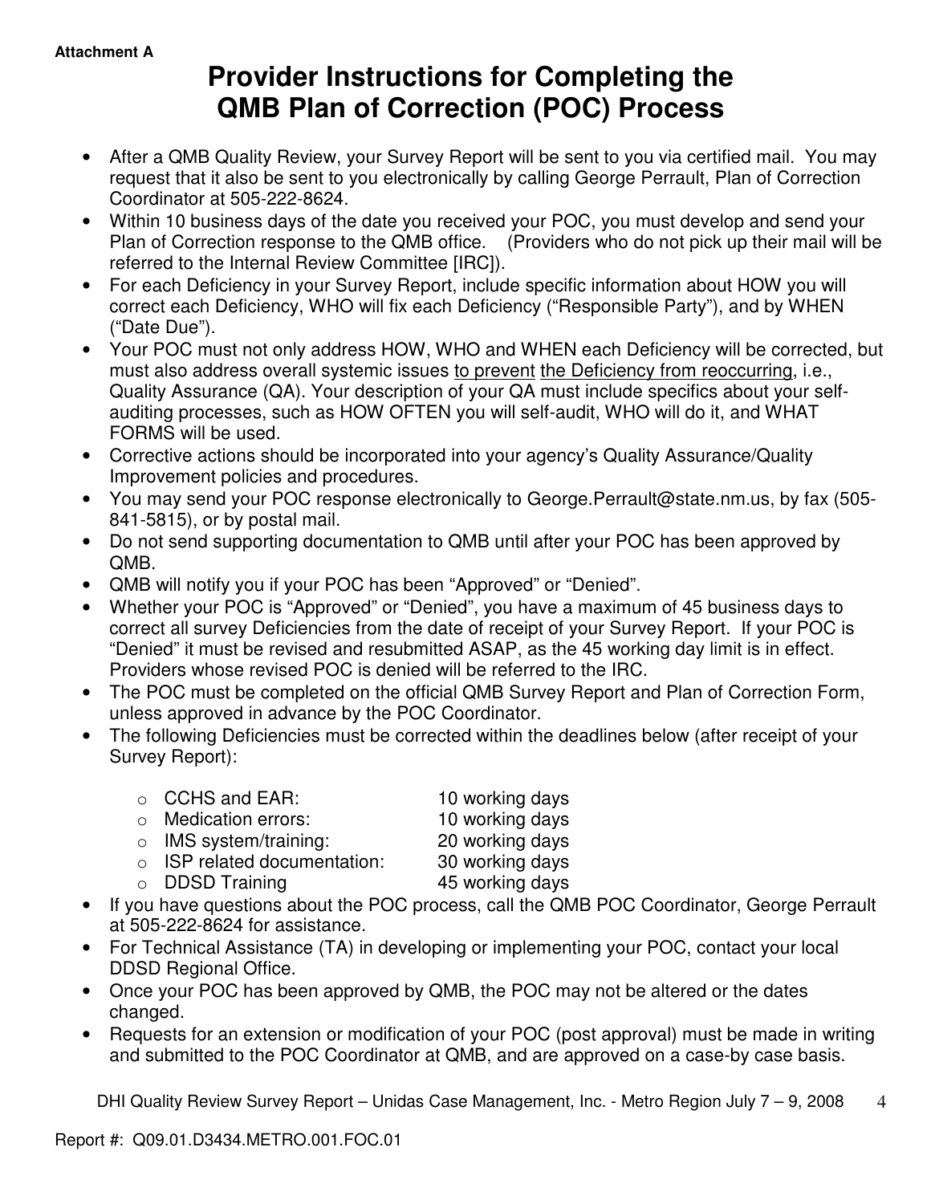**Attachment A**

# Provider Instructions for Completing the QMB Plan of Correction (POC) Process

- After a QMB Quality Review, your Survey Report will be sent to you via certified mail. You may request that it also be sent to you electronically by calling George Perrault, Plan of Correction Coordinator at 505-222-8624.
- Within 10 business days of the date you received your POC, you must develop and send your Plan of Correction response to the QMB office. (Providers who do not pick up their mail will be referred to the Internal Review Committee [IRC]).
- For each Deficiency in your Survey Report, include specific information about HOW you will correct each Deficiency, WHO will fix each Deficiency ("Responsible Party"), and by WHEN ("Date Due").
- Your POC must not only address HOW, WHO and WHEN each Deficiency will be corrected, but must also address overall systemic issues <u>to prevent</u> <u>the Deficiency from reoccurring</u>, i.e., Quality Assurance (QA). Your description of your QA must include specifics about your self-auditing processes, such as HOW OFTEN you will self-audit, WHO will do it, and WHAT FORMS will be used.
- Corrective actions should be incorporated into your agency's Quality Assurance/Quality Improvement policies and procedures.
- You may send your POC response electronically to George.Perrault@state.nm.us, by fax (505-841-5815), or by postal mail.
- Do not send supporting documentation to QMB until after your POC has been approved by QMB.
- QMB will notify you if your POC has been "Approved" or "Denied".
- Whether your POC is "Approved" or "Denied", you have a maximum of 45 business days to correct all survey Deficiencies from the date of receipt of your Survey Report. If your POC is "Denied" it must be revised and resubmitted ASAP, as the 45 working day limit is in effect. Providers whose revised POC is denied will be referred to the IRC.
- The POC must be completed on the official QMB Survey Report and Plan of Correction Form, unless approved in advance by the POC Coordinator.
- The following Deficiencies must be corrected within the deadlines below (after receipt of your Survey Report):
  - CCHS and EAR: 10 working days
  - Medication errors: 10 working days
  - IMS system/training: 20 working days
  - ISP related documentation: 30 working days
  - DDSD Training 45 working days
- If you have questions about the POC process, call the QMB POC Coordinator, George Perrault at 505-222-8624 for assistance.
- For Technical Assistance (TA) in developing or implementing your POC, contact your local DDSD Regional Office.
- Once your POC has been approved by QMB, the POC may not be altered or the dates changed.
- Requests for an extension or modification of your POC (post approval) must be made in writing and submitted to the POC Coordinator at QMB, and are approved on a case-by case basis.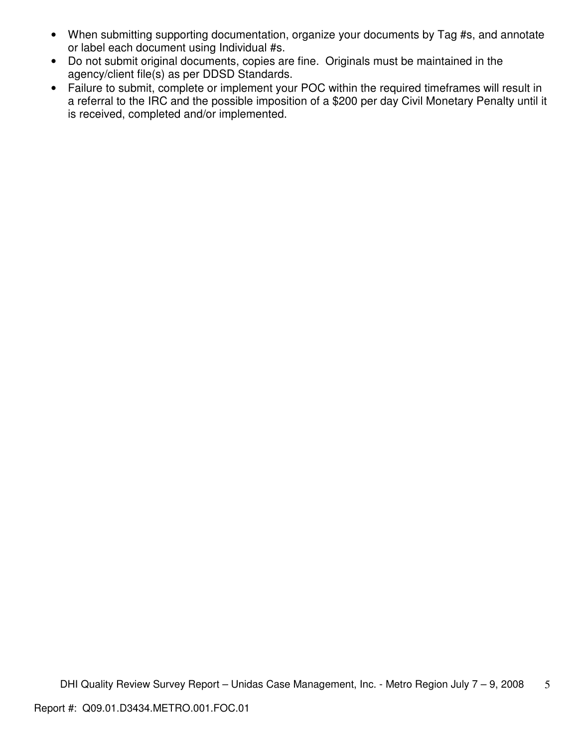- When submitting supporting documentation, organize your documents by Tag #s, and annotate or label each document using Individual #s.
- Do not submit original documents, copies are fine. Originals must be maintained in the agency/client file(s) as per DDSD Standards.
- Failure to submit, complete or implement your POC within the required timeframes will result in a referral to the IRC and the possible imposition of a $200 per day Civil Monetary Penalty until it is received, completed and/or implemented.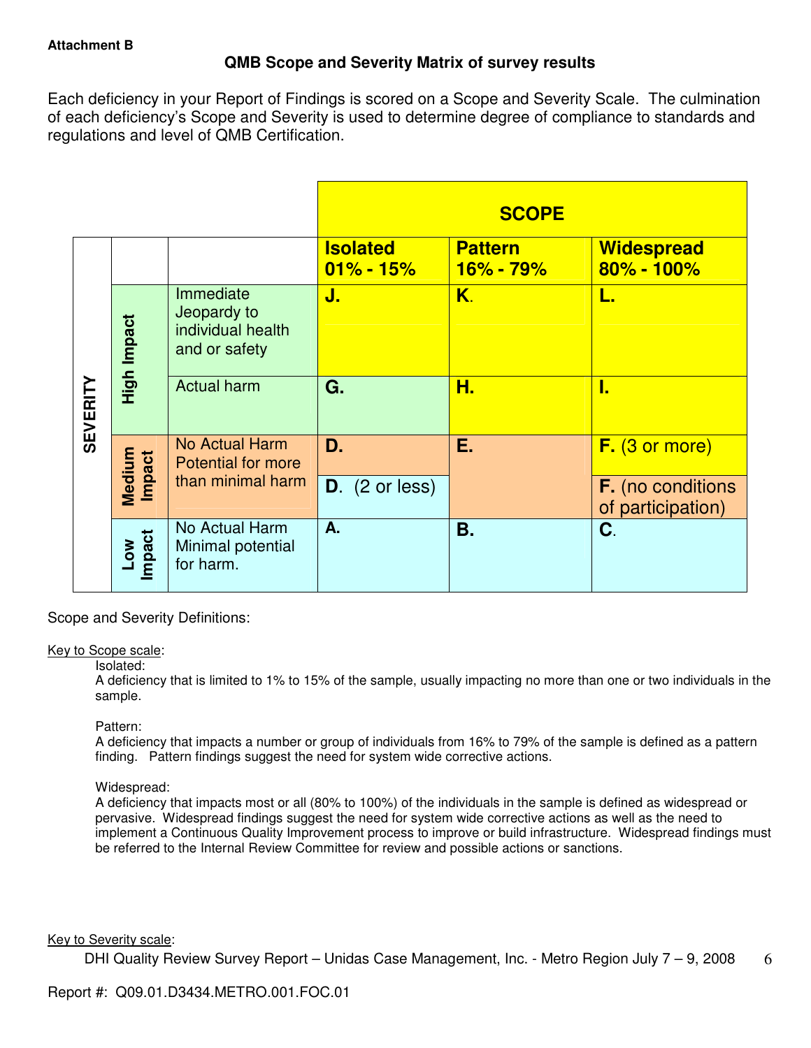**Attachment B**

## QMB Scope and Severity Matrix of survey results

Each deficiency in your Report of Findings is scored on a Scope and Severity Scale. The culmination of each deficiency's Scope and Severity is used to determine degree of compliance to standards and regulations and level of QMB Certification.

| | | | SCOPE | | |
|---|---|---|---|---|---|
| | | | **Isolated 01% - 15%** | **Pattern 16% - 79%** | **Widespread 80% - 100%** |
| **SEVERITY** | **High Impact** | Immediate Jeopardy to individual health and or safety | **J.** | **K.** | **L.** |
| | | Actual harm | **G.** | **H.** | **I.** |
| | **Medium Impact** | No Actual Harm Potential for more than minimal harm | **D.** | **E.** | **F.** (3 or more) |
| | | | **D.** (2 or less) | | **F.** (no conditions of participation) |
| | **Low Impact** | No Actual Harm Minimal potential for harm. | **A.** | **B.** | **C.** |

Scope and Severity Definitions:

Key to Scope scale:

Isolated:
A deficiency that is limited to 1% to 15% of the sample, usually impacting no more than one or two individuals in the sample.

Pattern:
A deficiency that impacts a number or group of individuals from 16% to 79% of the sample is defined as a pattern finding. Pattern findings suggest the need for system wide corrective actions.

Widespread:
A deficiency that impacts most or all (80% to 100%) of the individuals in the sample is defined as widespread or pervasive. Widespread findings suggest the need for system wide corrective actions as well as the need to implement a Continuous Quality Improvement process to improve or build infrastructure. Widespread findings must be referred to the Internal Review Committee for review and possible actions or sanctions.

Key to Severity scale: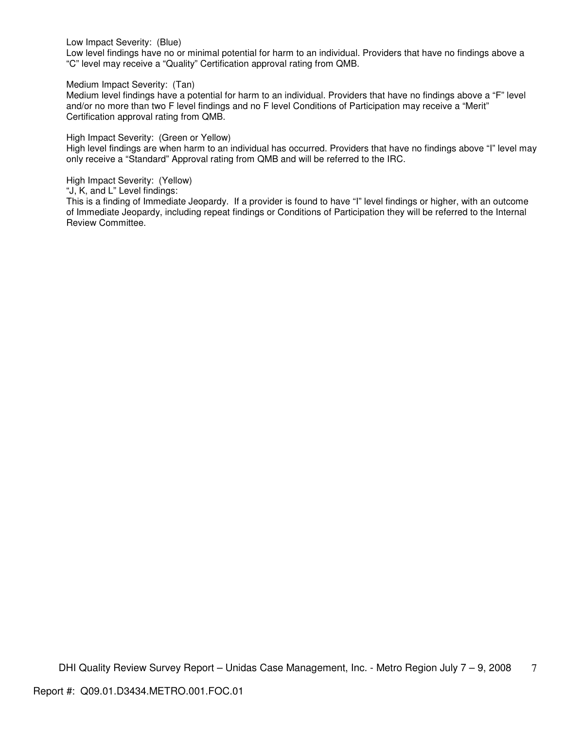Low Impact Severity: (Blue)
Low level findings have no or minimal potential for harm to an individual. Providers that have no findings above a "C" level may receive a "Quality" Certification approval rating from QMB.

Medium Impact Severity: (Tan)
Medium level findings have a potential for harm to an individual. Providers that have no findings above a "F" level and/or no more than two F level findings and no F level Conditions of Participation may receive a "Merit" Certification approval rating from QMB.

High Impact Severity: (Green or Yellow)
High level findings are when harm to an individual has occurred. Providers that have no findings above "I" level may only receive a "Standard" Approval rating from QMB and will be referred to the IRC.

High Impact Severity: (Yellow)
"J, K, and L" Level findings:
This is a finding of Immediate Jeopardy. If a provider is found to have "I" level findings or higher, with an outcome of Immediate Jeopardy, including repeat findings or Conditions of Participation they will be referred to the Internal Review Committee.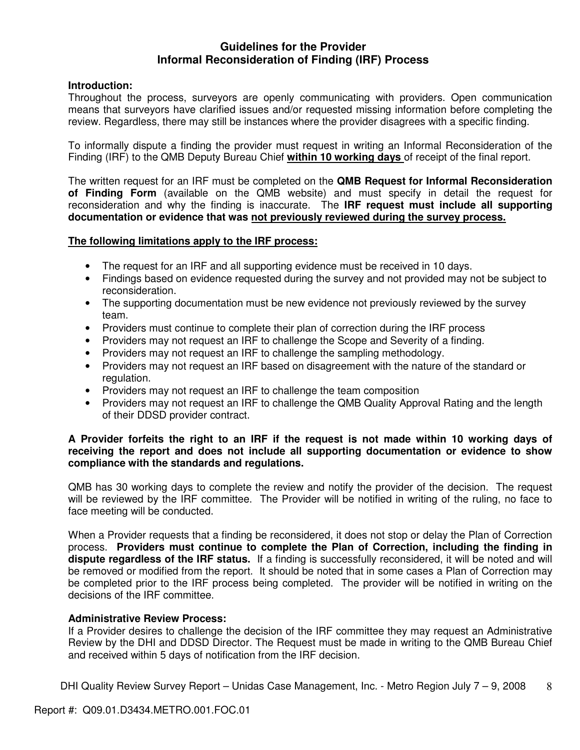## Guidelines for the Provider
## Informal Reconsideration of Finding (IRF) Process

**Introduction:**
Throughout the process, surveyors are openly communicating with providers. Open communication means that surveyors have clarified issues and/or requested missing information before completing the review. Regardless, there may still be instances where the provider disagrees with a specific finding.

To informally dispute a finding the provider must request in writing an Informal Reconsideration of the Finding (IRF) to the QMB Deputy Bureau Chief **within 10 working days** of receipt of the final report.

The written request for an IRF must be completed on the **QMB Request for Informal Reconsideration of Finding Form** (available on the QMB website) and must specify in detail the request for reconsideration and why the finding is inaccurate. The **IRF request must include all supporting documentation or evidence that was not previously reviewed during the survey process.**

**The following limitations apply to the IRF process:**

- The request for an IRF and all supporting evidence must be received in 10 days.
- Findings based on evidence requested during the survey and not provided may not be subject to reconsideration.
- The supporting documentation must be new evidence not previously reviewed by the survey team.
- Providers must continue to complete their plan of correction during the IRF process
- Providers may not request an IRF to challenge the Scope and Severity of a finding.
- Providers may not request an IRF to challenge the sampling methodology.
- Providers may not request an IRF based on disagreement with the nature of the standard or regulation.
- Providers may not request an IRF to challenge the team composition
- Providers may not request an IRF to challenge the QMB Quality Approval Rating and the length of their DDSD provider contract.

**A Provider forfeits the right to an IRF if the request is not made within 10 working days of receiving the report and does not include all supporting documentation or evidence to show compliance with the standards and regulations.**

QMB has 30 working days to complete the review and notify the provider of the decision. The request will be reviewed by the IRF committee. The Provider will be notified in writing of the ruling, no face to face meeting will be conducted.

When a Provider requests that a finding be reconsidered, it does not stop or delay the Plan of Correction process. **Providers must continue to complete the Plan of Correction, including the finding in dispute regardless of the IRF status.** If a finding is successfully reconsidered, it will be noted and will be removed or modified from the report. It should be noted that in some cases a Plan of Correction may be completed prior to the IRF process being completed. The provider will be notified in writing on the decisions of the IRF committee.

**Administrative Review Process:**
If a Provider desires to challenge the decision of the IRF committee they may request an Administrative Review by the DHI and DDSD Director. The Request must be made in writing to the QMB Bureau Chief and received within 5 days of notification from the IRF decision.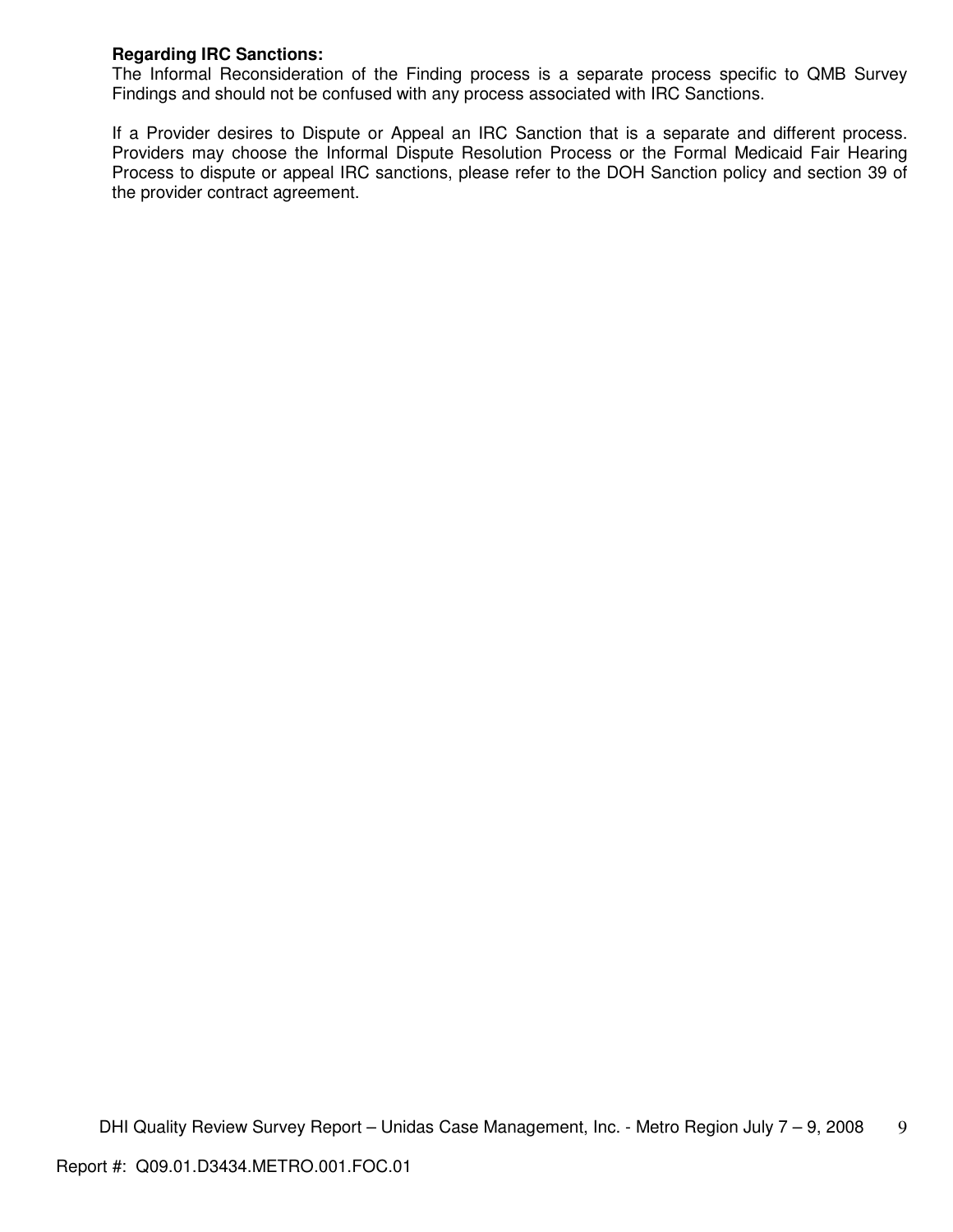**Regarding IRC Sanctions:**
The Informal Reconsideration of the Finding process is a separate process specific to QMB Survey Findings and should not be confused with any process associated with IRC Sanctions.

If a Provider desires to Dispute or Appeal an IRC Sanction that is a separate and different process. Providers may choose the Informal Dispute Resolution Process or the Formal Medicaid Fair Hearing Process to dispute or appeal IRC sanctions, please refer to the DOH Sanction policy and section 39 of the provider contract agreement.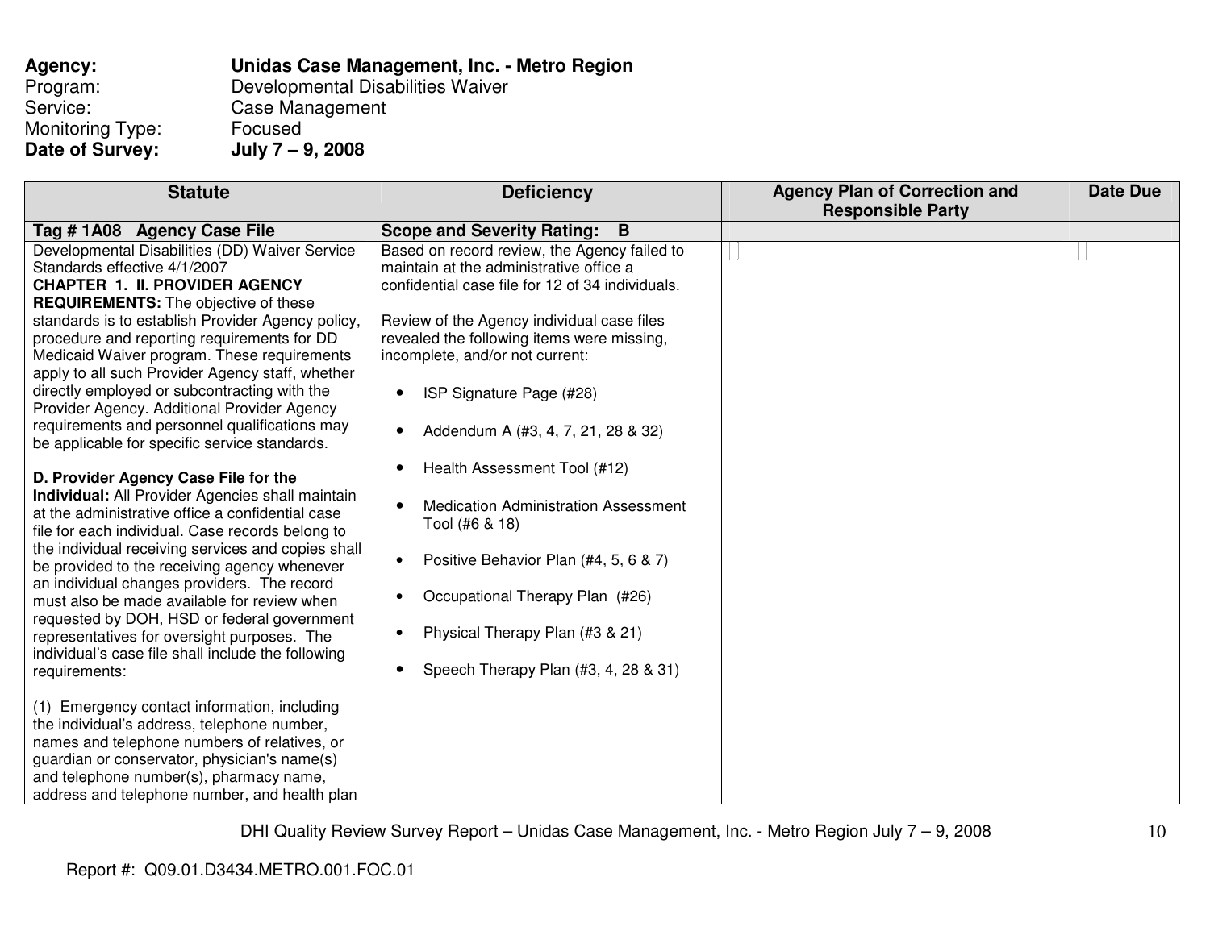**Agency:** **Unidas Case Management, Inc. - Metro Region**
Program: Developmental Disabilities Waiver
Service: Case Management
Monitoring Type: Focused
**Date of Survey:** **July 7 – 9, 2008**

| Statute | Deficiency | Agency Plan of Correction and Responsible Party | Date Due |
|---|---|---|---|
| **Tag # 1A08 Agency Case File** | **Scope and Severity Rating: B** | | |
| Developmental Disabilities (DD) Waiver Service Standards effective 4/1/2007<br>**CHAPTER 1. II. PROVIDER AGENCY REQUIREMENTS:** The objective of these standards is to establish Provider Agency policy, procedure and reporting requirements for DD Medicaid Waiver program. These requirements apply to all such Provider Agency staff, whether directly employed or subcontracting with the Provider Agency. Additional Provider Agency requirements and personnel qualifications may be applicable for specific service standards.<br><br>**D. Provider Agency Case File for the Individual:** All Provider Agencies shall maintain at the administrative office a confidential case file for each individual. Case records belong to the individual receiving services and copies shall be provided to the receiving agency whenever an individual changes providers. The record must also be made available for review when requested by DOH, HSD or federal government representatives for oversight purposes. The individual's case file shall include the following requirements:<br><br>(1) Emergency contact information, including the individual's address, telephone number, names and telephone numbers of relatives, or guardian or conservator, physician's name(s) and telephone number(s), pharmacy name, address and telephone number, and health plan | Based on record review, the Agency failed to maintain at the administrative office a confidential case file for 12 of 34 individuals.<br><br>Review of the Agency individual case files revealed the following items were missing, incomplete, and/or not current:<br><br>• ISP Signature Page (#28)<br><br>• Addendum A (#3, 4, 7, 21, 28 & 32)<br><br>• Health Assessment Tool (#12)<br><br>• Medication Administration Assessment Tool (#6 & 18)<br><br>• Positive Behavior Plan (#4, 5, 6 & 7)<br><br>• Occupational Therapy Plan (#26)<br><br>• Physical Therapy Plan (#3 & 21)<br><br>• Speech Therapy Plan (#3, 4, 28 & 31) | | |

Report #: Q09.01.D3434.METRO.001.FOC.01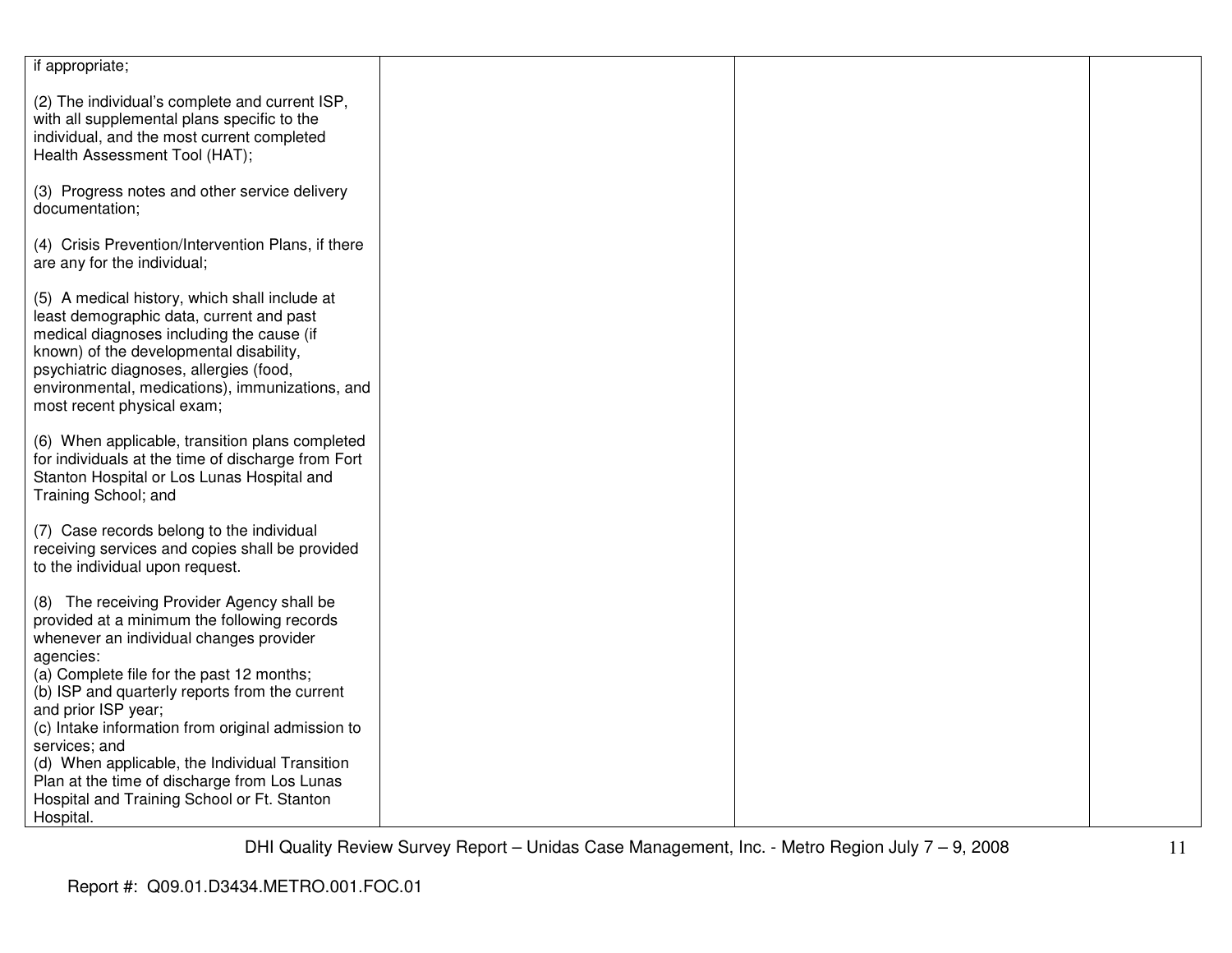| | | | |
|---|---|---|---|
| if appropriate;<br><br>(2) The individual's complete and current ISP, with all supplemental plans specific to the individual, and the most current completed Health Assessment Tool (HAT);<br><br>(3) Progress notes and other service delivery documentation;<br><br>(4) Crisis Prevention/Intervention Plans, if there are any for the individual;<br><br>(5) A medical history, which shall include at least demographic data, current and past medical diagnoses including the cause (if known) of the developmental disability, psychiatric diagnoses, allergies (food, environmental, medications), immunizations, and most recent physical exam;<br><br>(6) When applicable, transition plans completed for individuals at the time of discharge from Fort Stanton Hospital or Los Lunas Hospital and Training School; and<br><br>(7) Case records belong to the individual receiving services and copies shall be provided to the individual upon request.<br><br>(8) The receiving Provider Agency shall be provided at a minimum the following records whenever an individual changes provider agencies:<br>(a) Complete file for the past 12 months;<br>(b) ISP and quarterly reports from the current and prior ISP year;<br>(c) Intake information from original admission to services; and<br>(d) When applicable, the Individual Transition Plan at the time of discharge from Los Lunas Hospital and Training School or Ft. Stanton Hospital. | | | |

DHI Quality Review Survey Report – Unidas Case Management, Inc. - Metro Region July 7 – 9, 2008

Report #: Q09.01.D3434.METRO.001.FOC.01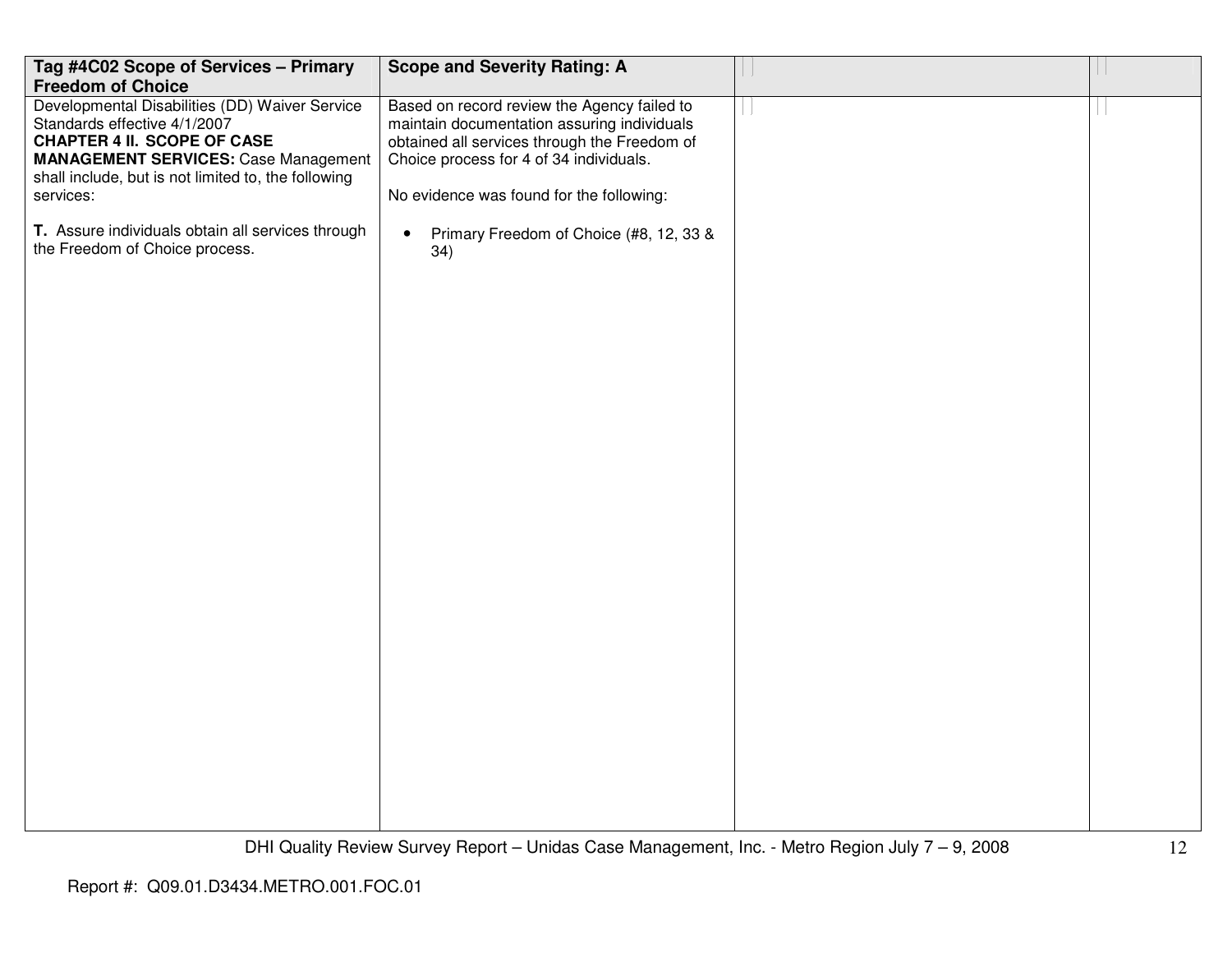| Tag #4C02 Scope of Services – Primary Freedom of Choice | Scope and Severity Rating: A | | |
|---|---|---|---|
| Developmental Disabilities (DD) Waiver Service Standards effective 4/1/2007<br>**CHAPTER 4 II. SCOPE OF CASE MANAGEMENT SERVICES:** Case Management shall include, but is not limited to, the following services:<br><br>**T.** Assure individuals obtain all services through the Freedom of Choice process. | Based on record review the Agency failed to maintain documentation assuring individuals obtained all services through the Freedom of Choice process for 4 of 34 individuals.<br><br>No evidence was found for the following:<br><br>• Primary Freedom of Choice (#8, 12, 33 & 34) | | |

Report #: Q09.01.D3434.METRO.001.FOC.01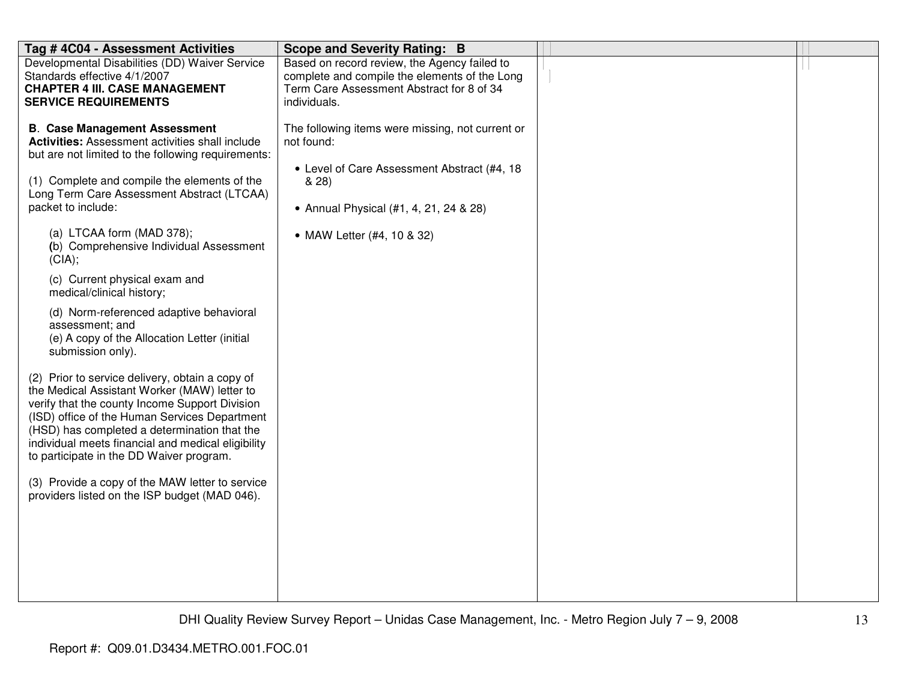| Tag # 4C04 - Assessment Activities | Scope and Severity Rating: B | | |
|---|---|---|---|
| Developmental Disabilities (DD) Waiver Service Standards effective 4/1/2007<br>**CHAPTER 4 III. CASE MANAGEMENT SERVICE REQUIREMENTS**<br><br>**B**. **Case Management Assessment Activities:** Assessment activities shall include but are not limited to the following requirements:<br><br>(1) Complete and compile the elements of the Long Term Care Assessment Abstract (LTCAA) packet to include:<br><br>(a) LTCAA form (MAD 378);<br>**(**b) Comprehensive Individual Assessment (CIA);<br><br>(c) Current physical exam and medical/clinical history;<br><br>(d) Norm-referenced adaptive behavioral assessment; and<br>(e) A copy of the Allocation Letter (initial submission only).<br><br>(2) Prior to service delivery, obtain a copy of the Medical Assistant Worker (MAW) letter to verify that the county Income Support Division (ISD) office of the Human Services Department (HSD) has completed a determination that the individual meets financial and medical eligibility to participate in the DD Waiver program.<br><br>(3) Provide a copy of the MAW letter to service providers listed on the ISP budget (MAD 046). | Based on record review, the Agency failed to complete and compile the elements of the Long Term Care Assessment Abstract for 8 of 34 individuals.<br><br>The following items were missing, not current or not found:<br><br>• Level of Care Assessment Abstract (#4, 18 & 28)<br><br>• Annual Physical (#1, 4, 21, 24 & 28)<br><br>• MAW Letter (#4, 10 & 32) | | |

Report #: Q09.01.D3434.METRO.001.FOC.01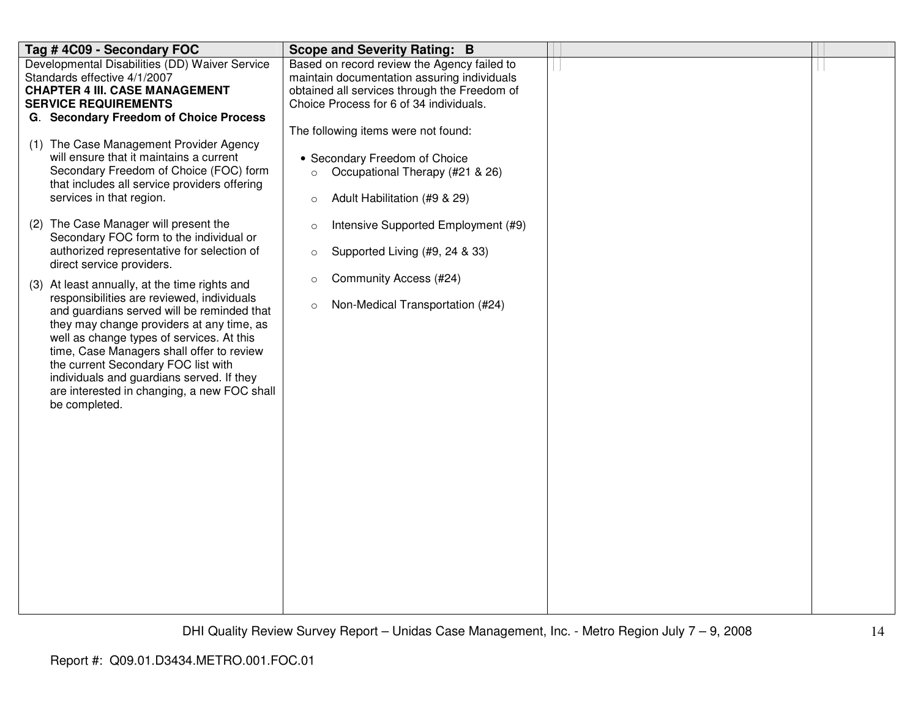| Tag # 4C09 - Secondary FOC | Scope and Severity Rating: B | | |
|---|---|---|---|
| Developmental Disabilities (DD) Waiver Service Standards effective 4/1/2007<br>**CHAPTER 4 III. CASE MANAGEMENT SERVICE REQUIREMENTS**<br>**G. Secondary Freedom of Choice Process**<br>(1) The Case Management Provider Agency will ensure that it maintains a current Secondary Freedom of Choice (FOC) form that includes all service providers offering services in that region.<br>(2) The Case Manager will present the Secondary FOC form to the individual or authorized representative for selection of direct service providers.<br>(3) At least annually, at the time rights and responsibilities are reviewed, individuals and guardians served will be reminded that they may change providers at any time, as well as change types of services. At this time, Case Managers shall offer to review the current Secondary FOC list with individuals and guardians served. If they are interested in changing, a new FOC shall be completed. | Based on record review the Agency failed to maintain documentation assuring individuals obtained all services through the Freedom of Choice Process for 6 of 34 individuals.<br>The following items were not found:<br>• Secondary Freedom of Choice<br>○ Occupational Therapy (#21 & 26)<br>○ Adult Habilitation (#9 & 29)<br>○ Intensive Supported Employment (#9)<br>○ Supported Living (#9, 24 & 33)<br>○ Community Access (#24)<br>○ Non-Medical Transportation (#24) | | |

DHI Quality Review Survey Report – Unidas Case Management, Inc. - Metro Region July 7 – 9, 2008

Report #: Q09.01.D3434.METRO.001.FOC.01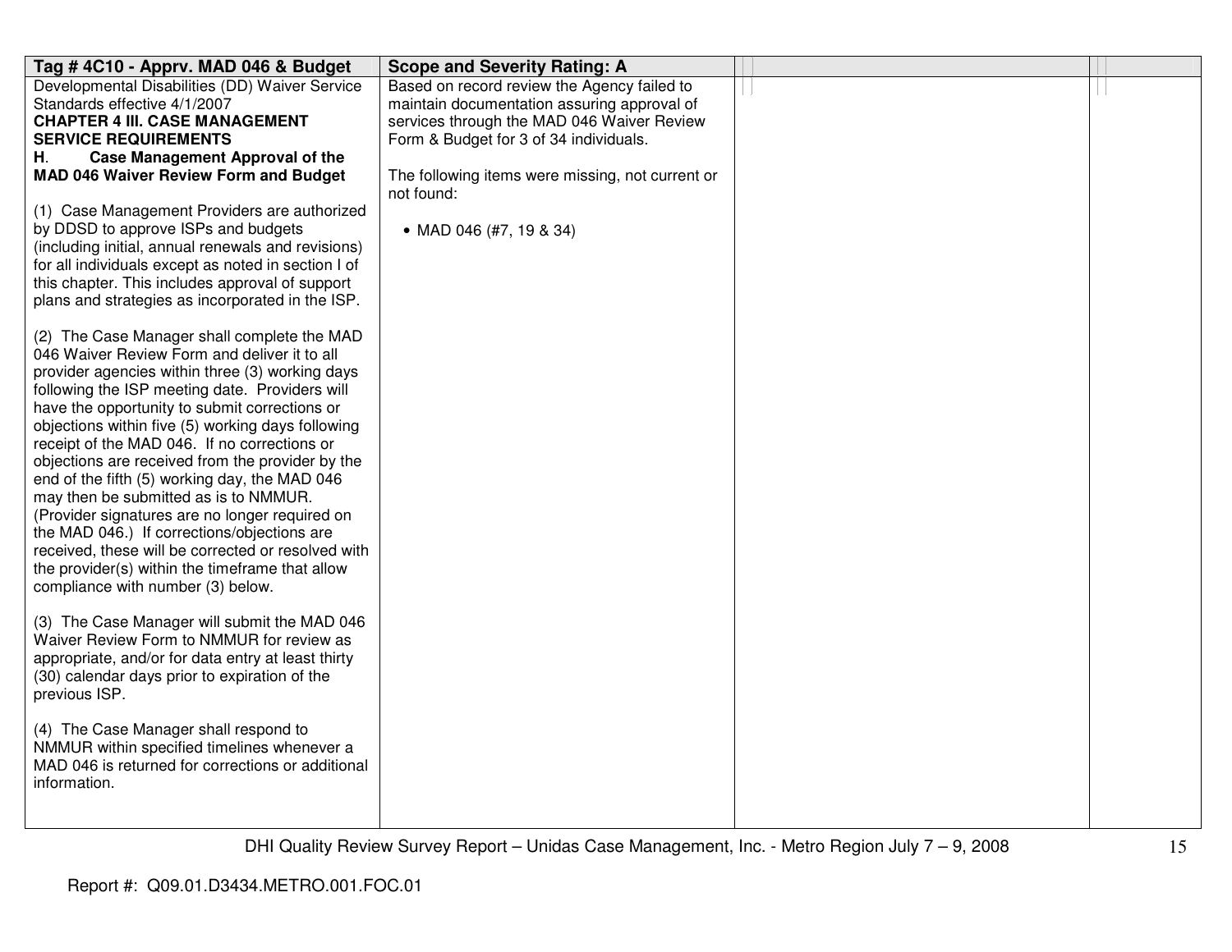| Tag # 4C10 - Apprv. MAD 046 & Budget | Scope and Severity Rating: A | | |
|---|---|---|---|
| Developmental Disabilities (DD) Waiver Service Standards effective 4/1/2007<br>**CHAPTER 4 III. CASE MANAGEMENT SERVICE REQUIREMENTS**<br>**H. Case Management Approval of the MAD 046 Waiver Review Form and Budget**<br><br>(1) Case Management Providers are authorized by DDSD to approve ISPs and budgets (including initial, annual renewals and revisions) for all individuals except as noted in section I of this chapter. This includes approval of support plans and strategies as incorporated in the ISP.<br><br>(2) The Case Manager shall complete the MAD 046 Waiver Review Form and deliver it to all provider agencies within three (3) working days following the ISP meeting date. Providers will have the opportunity to submit corrections or objections within five (5) working days following receipt of the MAD 046. If no corrections or objections are received from the provider by the end of the fifth (5) working day, the MAD 046 may then be submitted as is to NMMUR. (Provider signatures are no longer required on the MAD 046.) If corrections/objections are received, these will be corrected or resolved with the provider(s) within the timeframe that allow compliance with number (3) below.<br><br>(3) The Case Manager will submit the MAD 046 Waiver Review Form to NMMUR for review as appropriate, and/or for data entry at least thirty (30) calendar days prior to expiration of the previous ISP.<br><br>(4) The Case Manager shall respond to NMMUR within specified timelines whenever a MAD 046 is returned for corrections or additional information. | Based on record review the Agency failed to maintain documentation assuring approval of services through the MAD 046 Waiver Review Form & Budget for 3 of 34 individuals.<br><br>The following items were missing, not current or not found:<br><br>• MAD 046 (#7, 19 & 34) | | |

Report #: Q09.01.D3434.METRO.001.FOC.01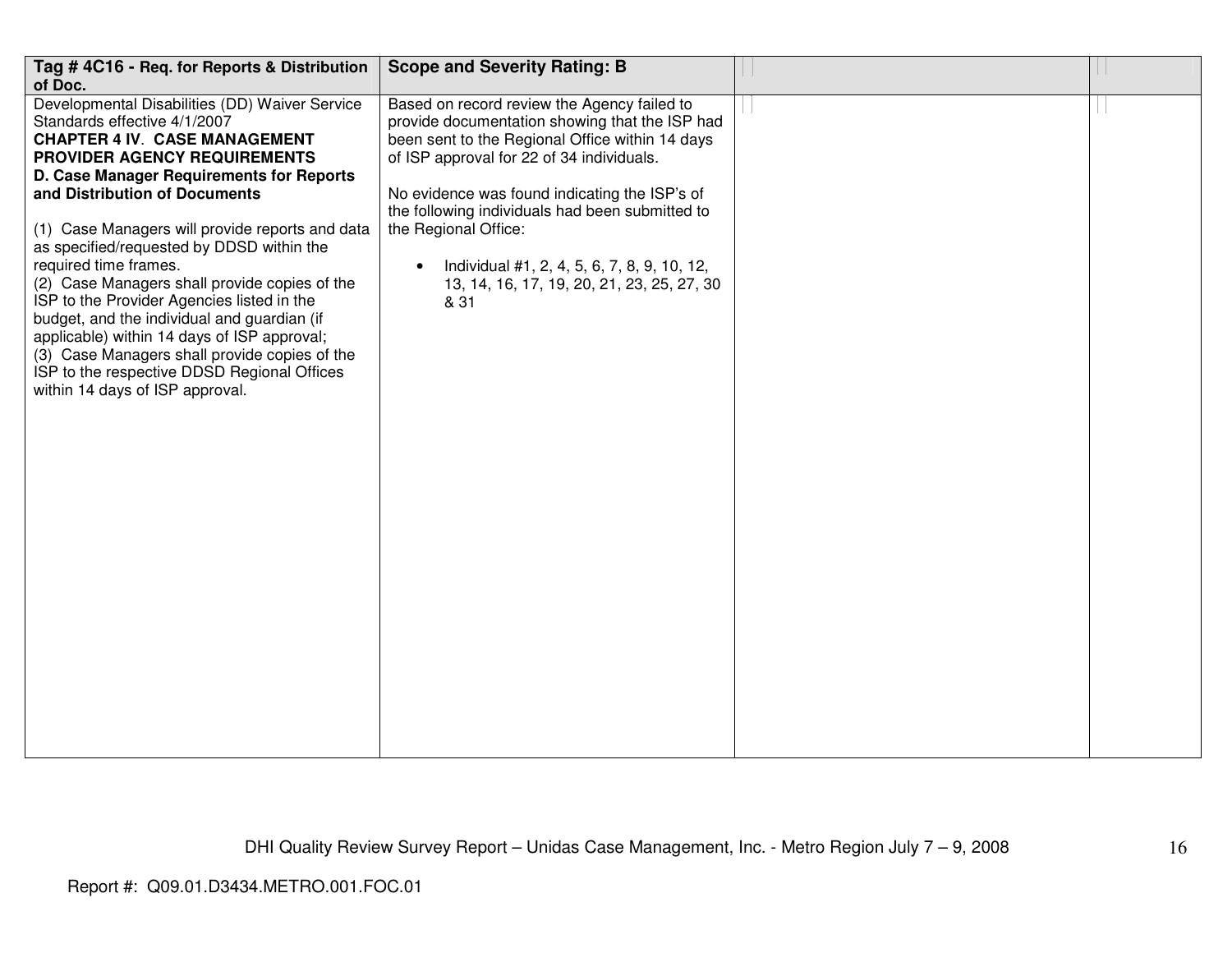| Tag # 4C16 - Req. for Reports & Distribution of Doc. | Scope and Severity Rating: B | | |
|---|---|---|---|
| Developmental Disabilities (DD) Waiver Service Standards effective 4/1/2007<br>**CHAPTER 4 IV. CASE MANAGEMENT PROVIDER AGENCY REQUIREMENTS**<br>**D. Case Manager Requirements for Reports and Distribution of Documents**<br><br>(1) Case Managers will provide reports and data as specified/requested by DDSD within the required time frames.<br>(2) Case Managers shall provide copies of the ISP to the Provider Agencies listed in the budget, and the individual and guardian (if applicable) within 14 days of ISP approval;<br>(3) Case Managers shall provide copies of the ISP to the respective DDSD Regional Offices within 14 days of ISP approval. | Based on record review the Agency failed to provide documentation showing that the ISP had been sent to the Regional Office within 14 days of ISP approval for 22 of 34 individuals.<br><br>No evidence was found indicating the ISP's of the following individuals had been submitted to the Regional Office:<br><br>• Individual #1, 2, 4, 5, 6, 7, 8, 9, 10, 12, 13, 14, 16, 17, 19, 20, 21, 23, 25, 27, 30 & 31 | | |

Report #: Q09.01.D3434.METRO.001.FOC.01